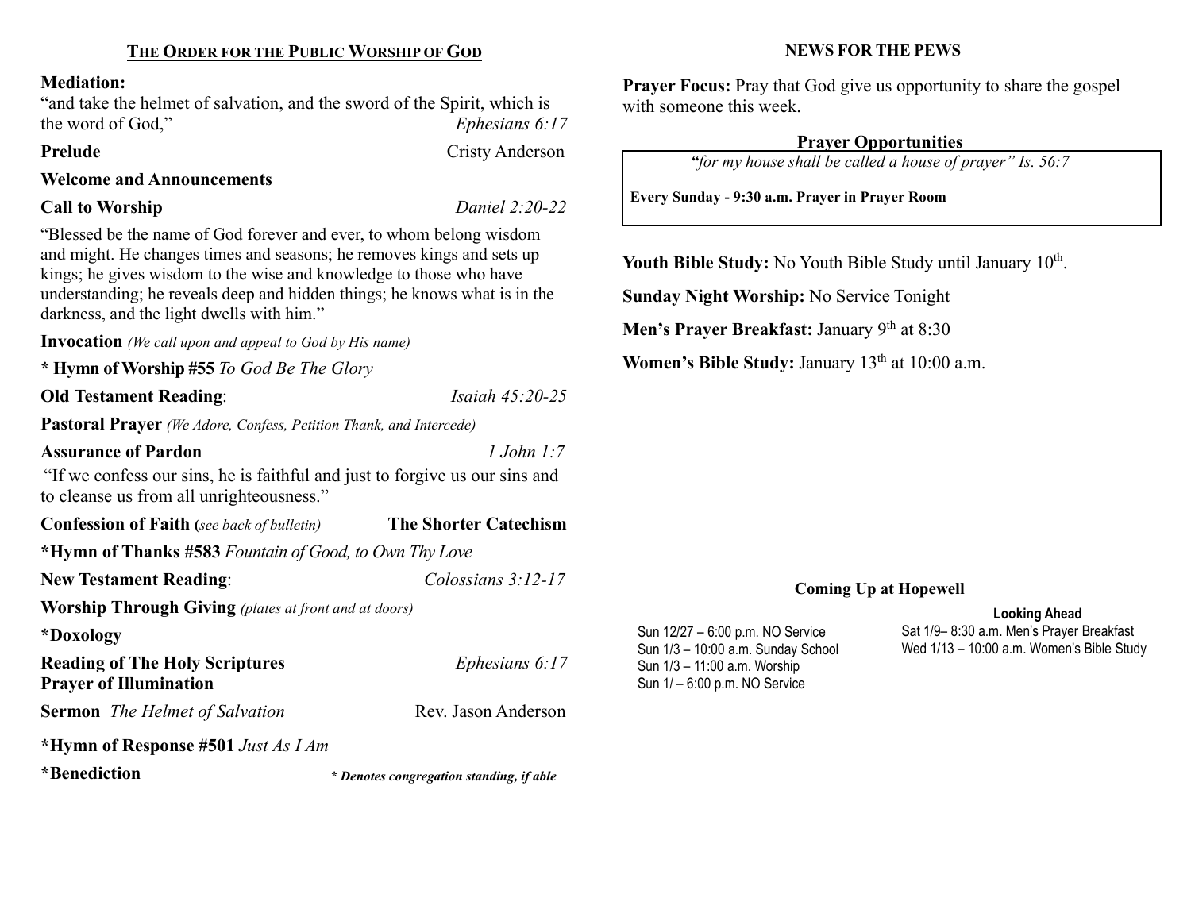## THE ORDER FOR THE PUBLIC WORSHIP OF GOD

**Mediation:**

"and take the helmet of salvation, and the sword of the Spirit, which is the word of God," *Ephesians 6:17*

**Prelude** Cristy Anderson

**Welcome and Announcements**

**Call to Worship** *Daniel 2:20-22*

"Blessed be the name of God forever and ever, to whom belong wisdom and might. He changes times and seasons; he removes kings and sets up kings; he gives wisdom to the wise and knowledge to those who have understanding; he reveals deep and hidden things; he knows what is in the darkness, and the light dwells with him."

**Invocation** *(We call upon and appeal to God by His name)*

**\* Hymn of Worship #55** *To God Be The Glory*

**Old Testament Reading**: *Isaiah 45:20-25*

**Pastoral Prayer** *(We Adore, Confess, Petition Thank, and Intercede)*

**Assurance of Pardon** *1 John 1:7*

"If we confess our sins, he is faithful and just to forgive us our sins and to cleanse us from all unrighteousness."

**Confession of Faith** (*see back of bulletin*) **The Shorter Catechism**

**\*Hymn of Thanks #583** *Fountain of Good, to Own Thy Love*

**New Testament Reading**: *Colossians 3:12-17*

**Worship Through Giving** *(plates at front and at doors)*

**\*Doxology**

**Reading of The Holy Scriptures** *Ephesians 6:17*
**Prayer of Illumination**

**Sermon** *The Helmet of Salvation* Rev. Jason Anderson

**\*Hymn of Response #501** *Just As I Am*

**\*Benediction** ***\* Denotes congregation standing, if able***

## NEWS FOR THE PEWS

**Prayer Focus:** Pray that God give us opportunity to share the gospel with someone this week.

**Prayer Opportunities**

*"for my house shall be called a house of prayer" Is. 56:7*

**Every Sunday - 9:30 a.m. Prayer in Prayer Room**

**Youth Bible Study:** No Youth Bible Study until January 10th.

**Sunday Night Worship:** No Service Tonight

**Men's Prayer Breakfast:** January 9th at 8:30

**Women's Bible Study:** January 13th at 10:00 a.m.

**Coming Up at Hopewell**

Sun 12/27 – 6:00 p.m. NO Service
Sun 1/3 – 10:00 a.m. Sunday School
Sun 1/3 – 11:00 a.m. Worship
Sun 1/ – 6:00 p.m. NO Service

**Looking Ahead**

Sat 1/9– 8:30 a.m. Men's Prayer Breakfast
Wed 1/13 – 10:00 a.m. Women's Bible Study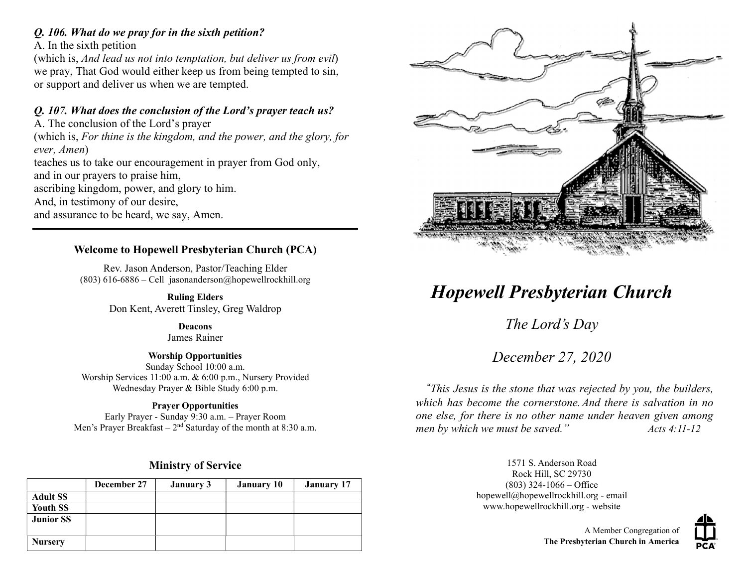***Q. 106. What do we pray for in the sixth petition?***

A. In the sixth petition
(which is, *And lead us not into temptation, but deliver us from evil*)
we pray, That God would either keep us from being tempted to sin,
or support and deliver us when we are tempted.

***Q. 107. What does the conclusion of the Lord's prayer teach us?***

A. The conclusion of the Lord's prayer
(which is, *For thine is the kingdom, and the power, and the glory, for ever, Amen*)
teaches us to take our encouragement in prayer from God only,
and in our prayers to praise him,
ascribing kingdom, power, and glory to him.
And, in testimony of our desire,
and assurance to be heard, we say, Amen.

---

**Welcome to Hopewell Presbyterian Church (PCA)**

Rev. Jason Anderson, Pastor/Teaching Elder
(803) 616-6886 – Cell jasonanderson@hopewellrockhill.org

**Ruling Elders**
Don Kent, Averett Tinsley, Greg Waldrop

**Deacons**
James Rainer

**Worship Opportunities**
Sunday School 10:00 a.m.
Worship Services 11:00 a.m. & 6:00 p.m., Nursery Provided
Wednesday Prayer & Bible Study 6:00 p.m.

**Prayer Opportunities**
Early Prayer - Sunday 9:30 a.m. – Prayer Room
Men's Prayer Breakfast – 2nd Saturday of the month at 8:30 a.m.

**Ministry of Service**

| | December 27 | January 3 | January 10 | January 17 |
|---|---|---|---|---|
| Adult SS | | | | |
| Youth SS | | | | |
| Junior SS | | | | |
| Nursery | | | | |

# *Hopewell Presbyterian Church*

*The Lord's Day*

*December 27, 2020*

*"This Jesus is the stone that was rejected by you, the builders, which has become the cornerstone. And there is salvation in no one else, for there is no other name under heaven given among men by which we must be saved."* *Acts 4:11-12*

1571 S. Anderson Road
Rock Hill, SC 29730
(803) 324-1066 – Office
hopewell@hopewellrockhill.org - email
www.hopewellrockhill.org - website

A Member Congregation of
**The Presbyterian Church in America**